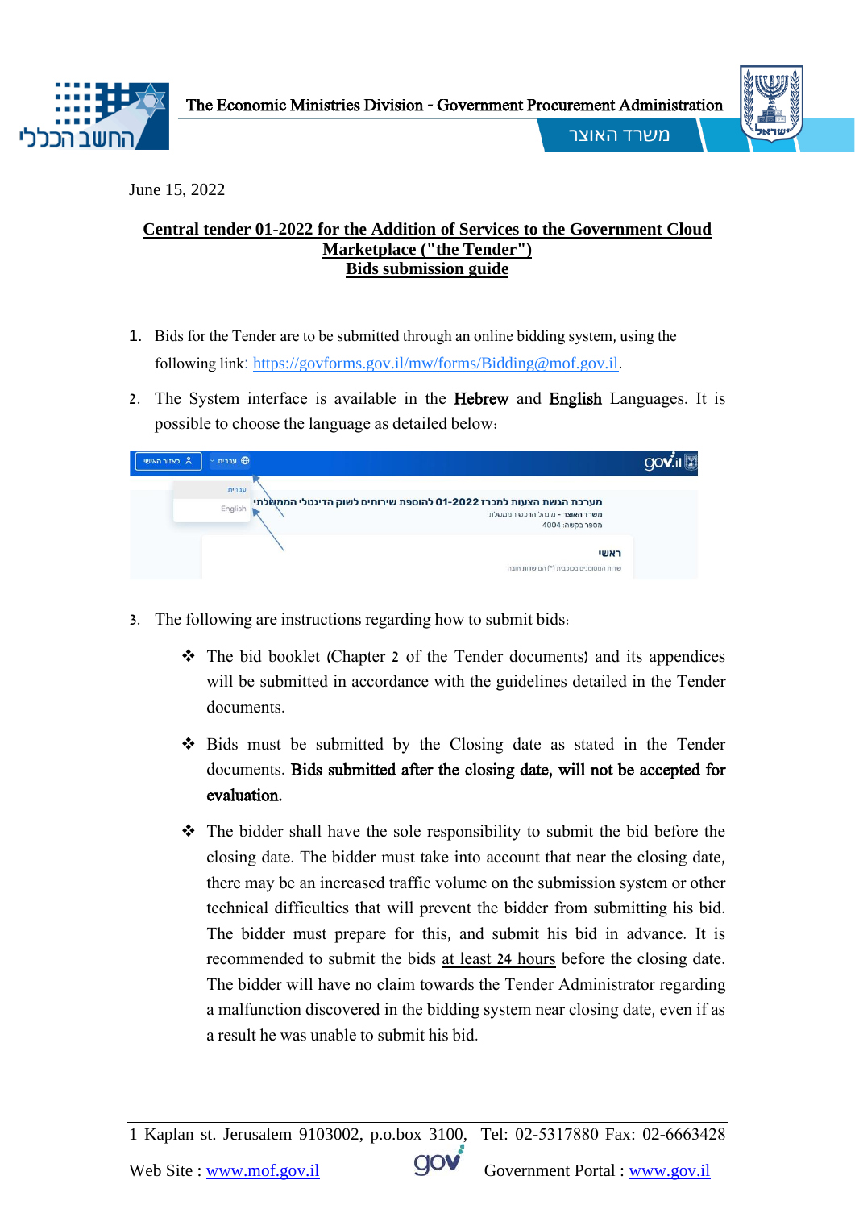June 15, 2022

# Central tender 01-2022 for the Addition of Services to the Government Cloud Marketplace ("the Tender")
## Bids submission guide

1. Bids for the Tender are to be submitted through an online bidding system, using the following link: https://govforms.gov.il/mw/forms/Bidding@mof.gov.il.
2. The System interface is available in the **Hebrew** and **English** Languages. It is possible to choose the language as detailed below:
3. The following are instructions regarding how to submit bids:
   - The bid booklet (Chapter 2 of the Tender documents) and its appendices will be submitted in accordance with the guidelines detailed in the Tender documents.
   - Bids must be submitted by the Closing date as stated in the Tender documents. **Bids submitted after the closing date, will not be accepted for evaluation.**
   - The bidder shall have the sole responsibility to submit the bid before the closing date. The bidder must take into account that near the closing date, there may be an increased traffic volume on the submission system or other technical difficulties that will prevent the bidder from submitting his bid. The bidder must prepare for this, and submit his bid in advance. It is recommended to submit the bids at least 24 hours before the closing date. The bidder will have no claim towards the Tender Administrator regarding a malfunction discovered in the bidding system near closing date, even if as a result he was unable to submit his bid.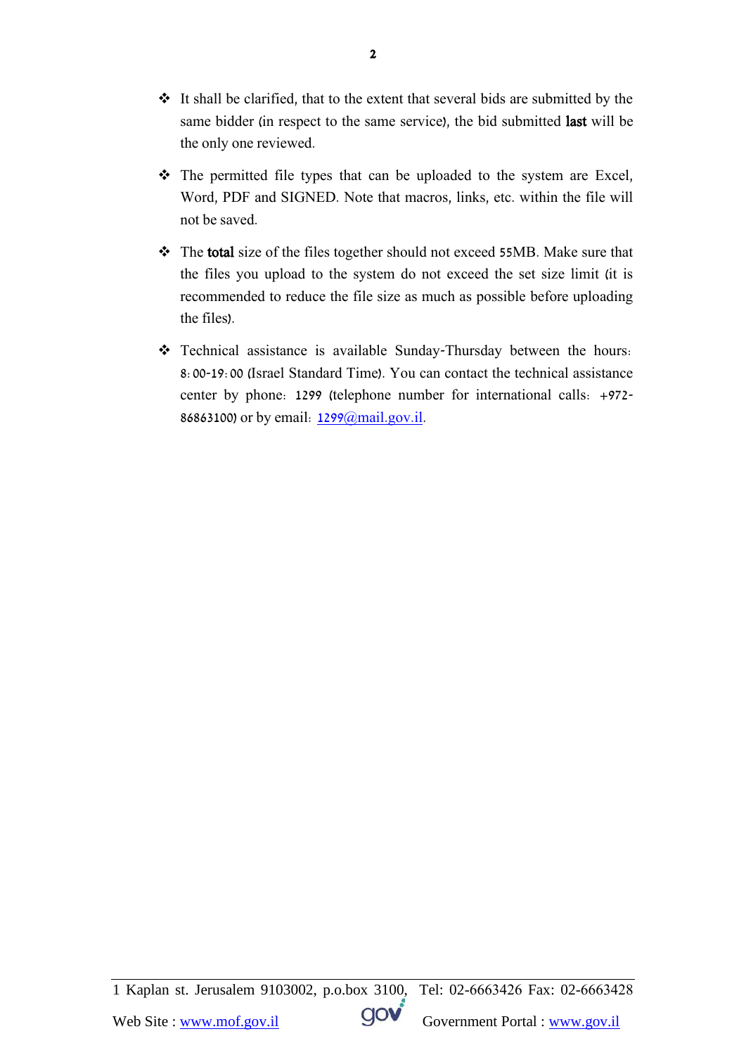- It shall be clarified, that to the extent that several bids are submitted by the same bidder (in respect to the same service), the bid submitted **last** will be the only one reviewed.

- The permitted file types that can be uploaded to the system are Excel, Word, PDF and SIGNED. Note that macros, links, etc. within the file will not be saved.

- The **total** size of the files together should not exceed 55MB. Make sure that the files you upload to the system do not exceed the set size limit (it is recommended to reduce the file size as much as possible before uploading the files).

- Technical assistance is available Sunday-Thursday between the hours: 8:00-19:00 (Israel Standard Time). You can contact the technical assistance center by phone: 1299 (telephone number for international calls: +972-86863100) or by email: 1299@mail.gov.il.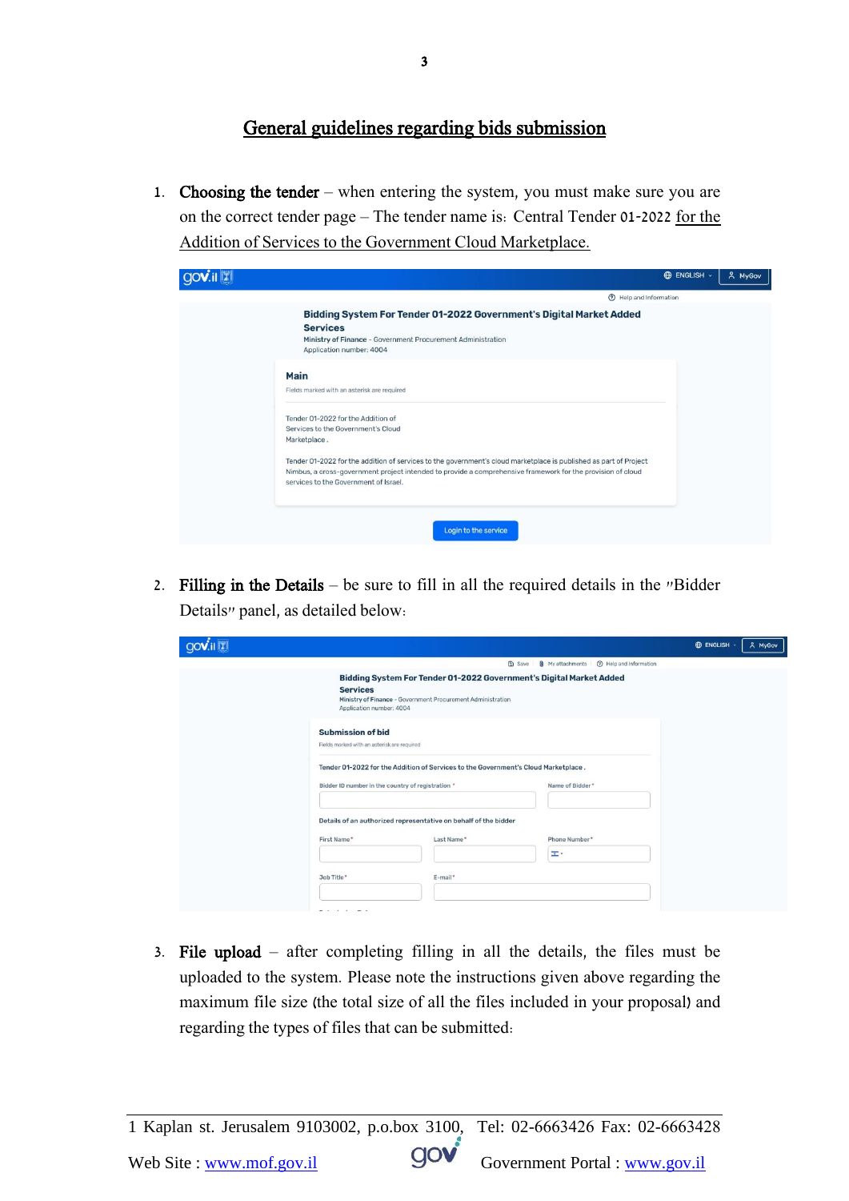# General guidelines regarding bids submission

1. **Choosing the tender** – when entering the system, you must make sure you are on the correct tender page – The tender name is: Central Tender 01-2022 for the Addition of Services to the Government Cloud Marketplace.

2. **Filling in the Details** – be sure to fill in all the required details in the "Bidder Details" panel, as detailed below:

3. **File upload** – after completing filling in all the details, the files must be uploaded to the system. Please note the instructions given above regarding the maximum file size (the total size of all the files included in your proposal) and regarding the types of files that can be submitted: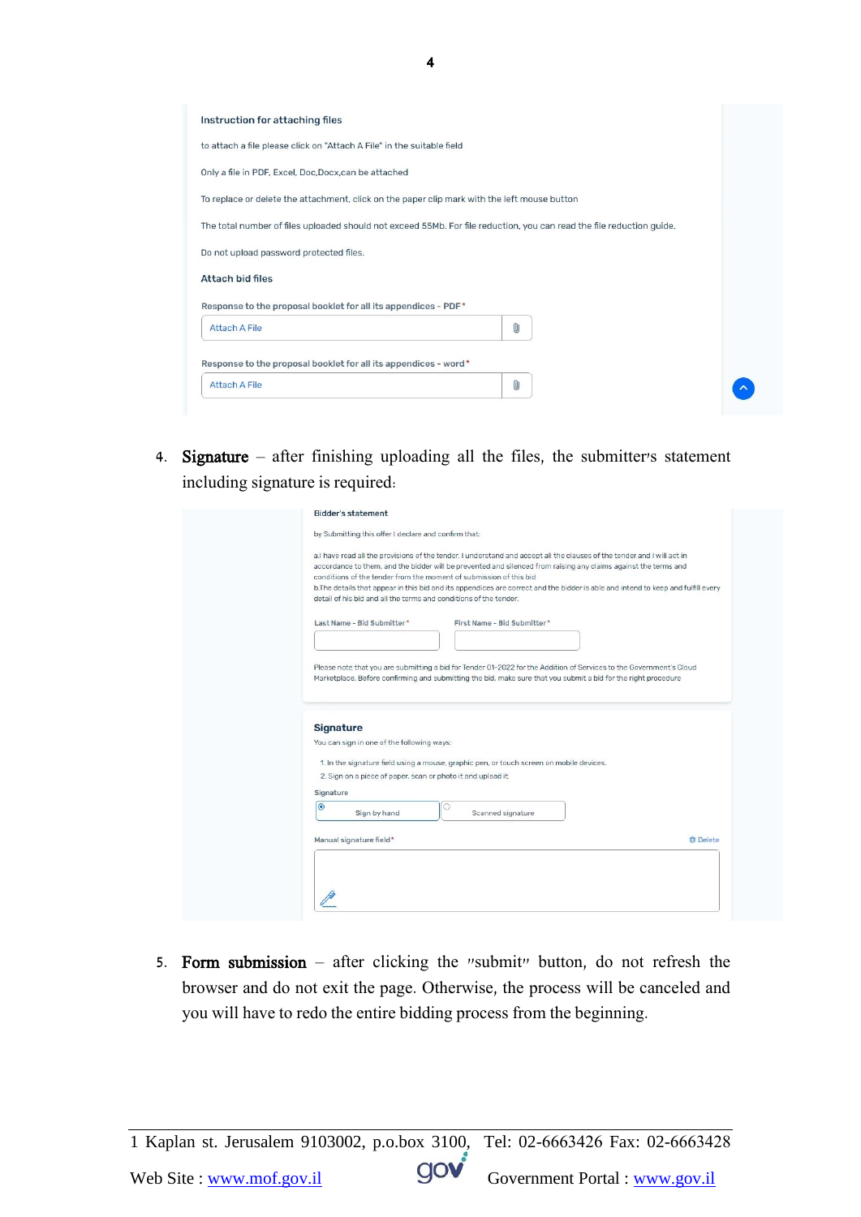Instruction for attaching files

to attach a file please click on "Attach A File" in the suitable field

Only a file in PDF, Excel, Doc,Docx,can be attached

To replace or delete the attachment, click on the paper clip mark with the left mouse button

The total number of files uploaded should not exceed 55Mb. For file reduction, you can read the file reduction guide.

Do not upload password protected files.

Attach bid files

Response to the proposal booklet for all its appendices - PDF *

Attach A File

Response to the proposal booklet for all its appendices - word *

Attach A File

4. **Signature** – after finishing uploading all the files, the submitter's statement including signature is required:

Bidder's statement

by Submitting this offer I declare and confirm that:

a.I have read all the provisions of the tender. I understand and accept all the clauses of the tender and I will act in accordance to them, and the bidder will be prevented and silenced from raising any claims against the terms and conditions of the tender from the moment of submission of this bid

b.The details that appear in this bid and its appendices are correct and the bidder is able and intend to keep and fulfill every detail of his bid and all the terms and conditions of the tender.

Last Name - Bid Submitter * First Name - Bid Submitter *

Please note that you are submitting a bid for Tender 01-2022 for the Addition of Services to the Government's Cloud Marketplace. Before confirming and submitting the bid, make sure that you submit a bid for the right procedure

Signature

You can sign in one of the following ways:

1. In the signature field using a mouse, graphic pen, or touch screen on mobile devices.
2. Sign on a piece of paper, scan or photo it and upload it.

Signature

Sign by hand | Scanned signature

Manual signature field * Delete

5. **Form submission** – after clicking the "submit" button, do not refresh the browser and do not exit the page. Otherwise, the process will be canceled and you will have to redo the entire bidding process from the beginning.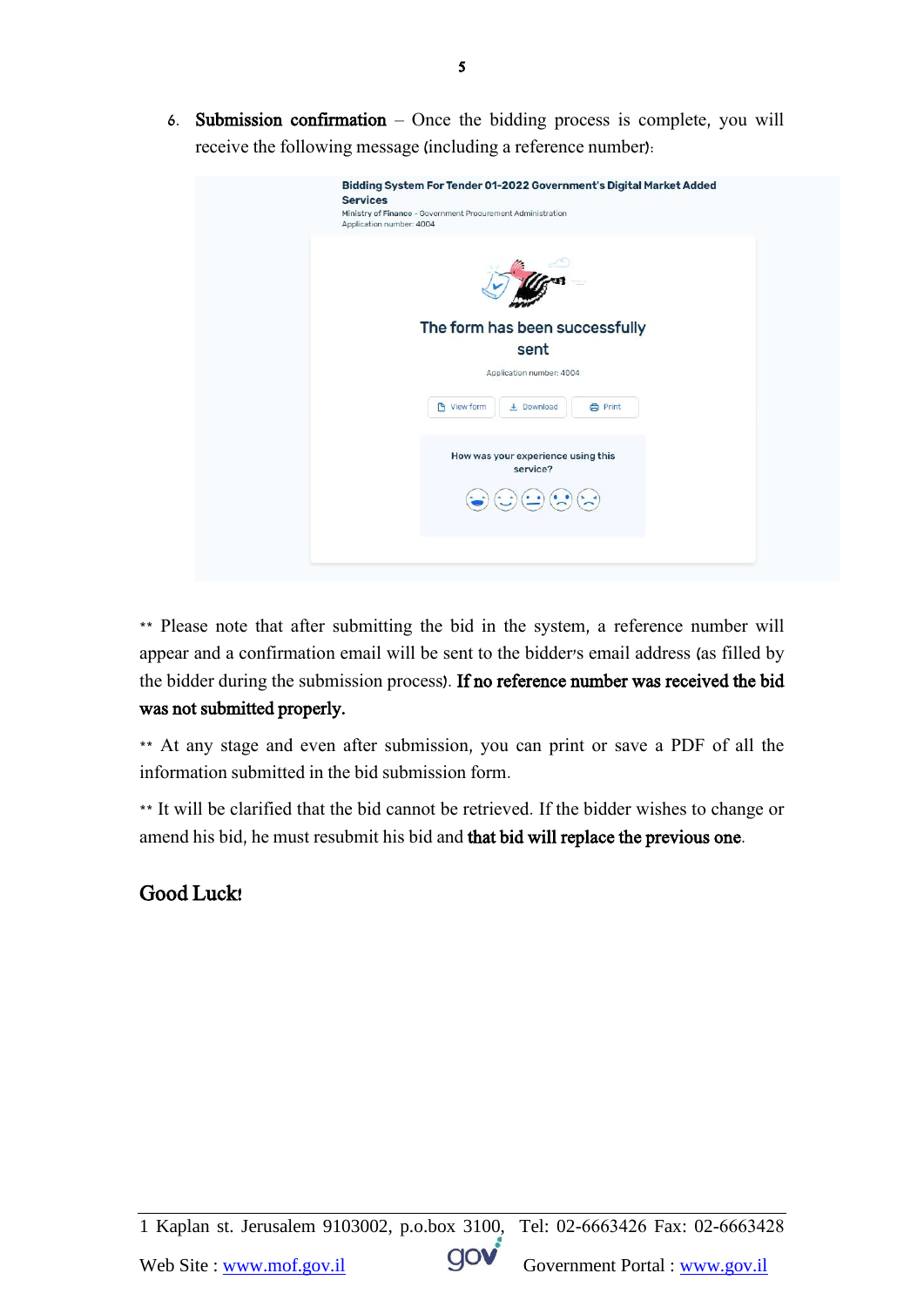6. **Submission confirmation** – Once the bidding process is complete, you will receive the following message (including a reference number):

Bidding System For Tender 01-2022 Government's Digital Market Added Services

Ministry of Finance - Government Procurement Administration

Application number: 4004

The form has been successfully sent

Application number: 4004

View form | Download | Print

How was your experience using this service?

** Please note that after submitting the bid in the system, a reference number will appear and a confirmation email will be sent to the bidder's email address (as filled by the bidder during the submission process). **If no reference number was received the bid was not submitted properly.**

** At any stage and even after submission, you can print or save a PDF of all the information submitted in the bid submission form.

** It will be clarified that the bid cannot be retrieved. If the bidder wishes to change or amend his bid, he must resubmit his bid and **that bid will replace the previous one**.

## Good Luck!